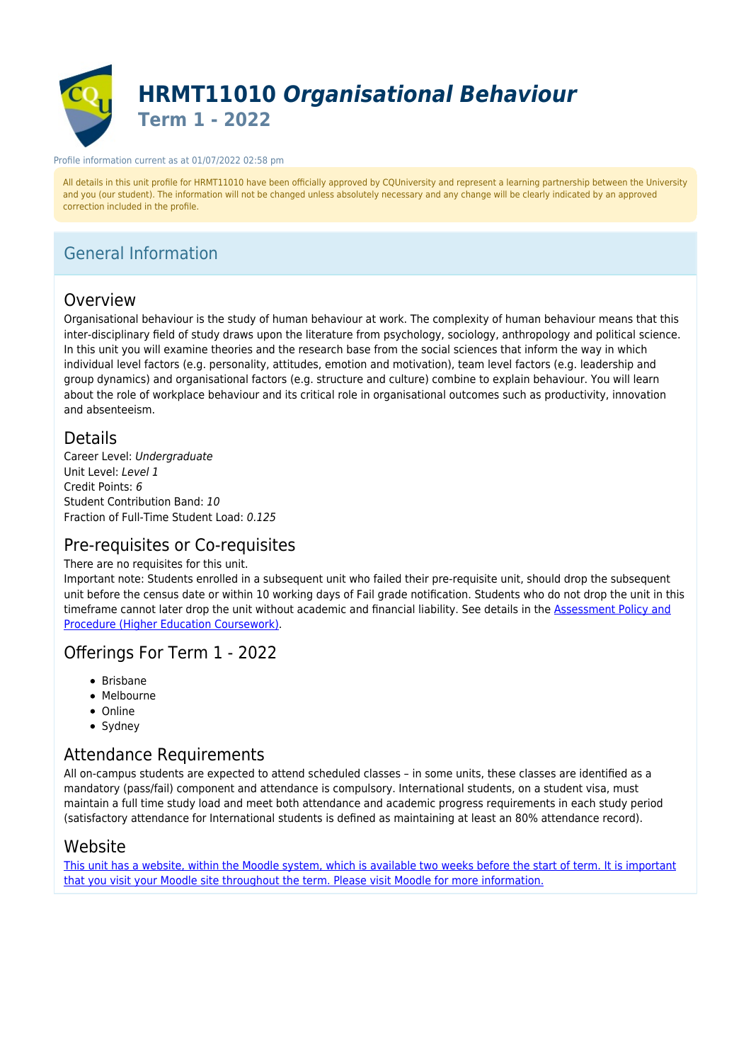# HRMT11010 *Organisational Behaviour*
## Term 1 - 2022

Profile information current as at 01/07/2022 02:58 pm

All details in this unit profile for HRMT11010 have been officially approved by CQUniversity and represent a learning partnership between the University and you (our student). The information will not be changed unless absolutely necessary and any change will be clearly indicated by an approved correction included in the profile.

## General Information

### Overview

Organisational behaviour is the study of human behaviour at work. The complexity of human behaviour means that this inter-disciplinary field of study draws upon the literature from psychology, sociology, anthropology and political science. In this unit you will examine theories and the research base from the social sciences that inform the way in which individual level factors (e.g. personality, attitudes, emotion and motivation), team level factors (e.g. leadership and group dynamics) and organisational factors (e.g. structure and culture) combine to explain behaviour. You will learn about the role of workplace behaviour and its critical role in organisational outcomes such as productivity, innovation and absenteeism.

### Details

Career Level: *Undergraduate*
Unit Level: *Level 1*
Credit Points: *6*
Student Contribution Band: *10*
Fraction of Full-Time Student Load: *0.125*

### Pre-requisites or Co-requisites

There are no requisites for this unit.
Important note: Students enrolled in a subsequent unit who failed their pre-requisite unit, should drop the subsequent unit before the census date or within 10 working days of Fail grade notification. Students who do not drop the unit in this timeframe cannot later drop the unit without academic and financial liability. See details in the Assessment Policy and Procedure (Higher Education Coursework).

### Offerings For Term 1 - 2022

- Brisbane
- Melbourne
- Online
- Sydney

### Attendance Requirements

All on-campus students are expected to attend scheduled classes – in some units, these classes are identified as a mandatory (pass/fail) component and attendance is compulsory. International students, on a student visa, must maintain a full time study load and meet both attendance and academic progress requirements in each study period (satisfactory attendance for International students is defined as maintaining at least an 80% attendance record).

### Website

This unit has a website, within the Moodle system, which is available two weeks before the start of term. It is important that you visit your Moodle site throughout the term. Please visit Moodle for more information.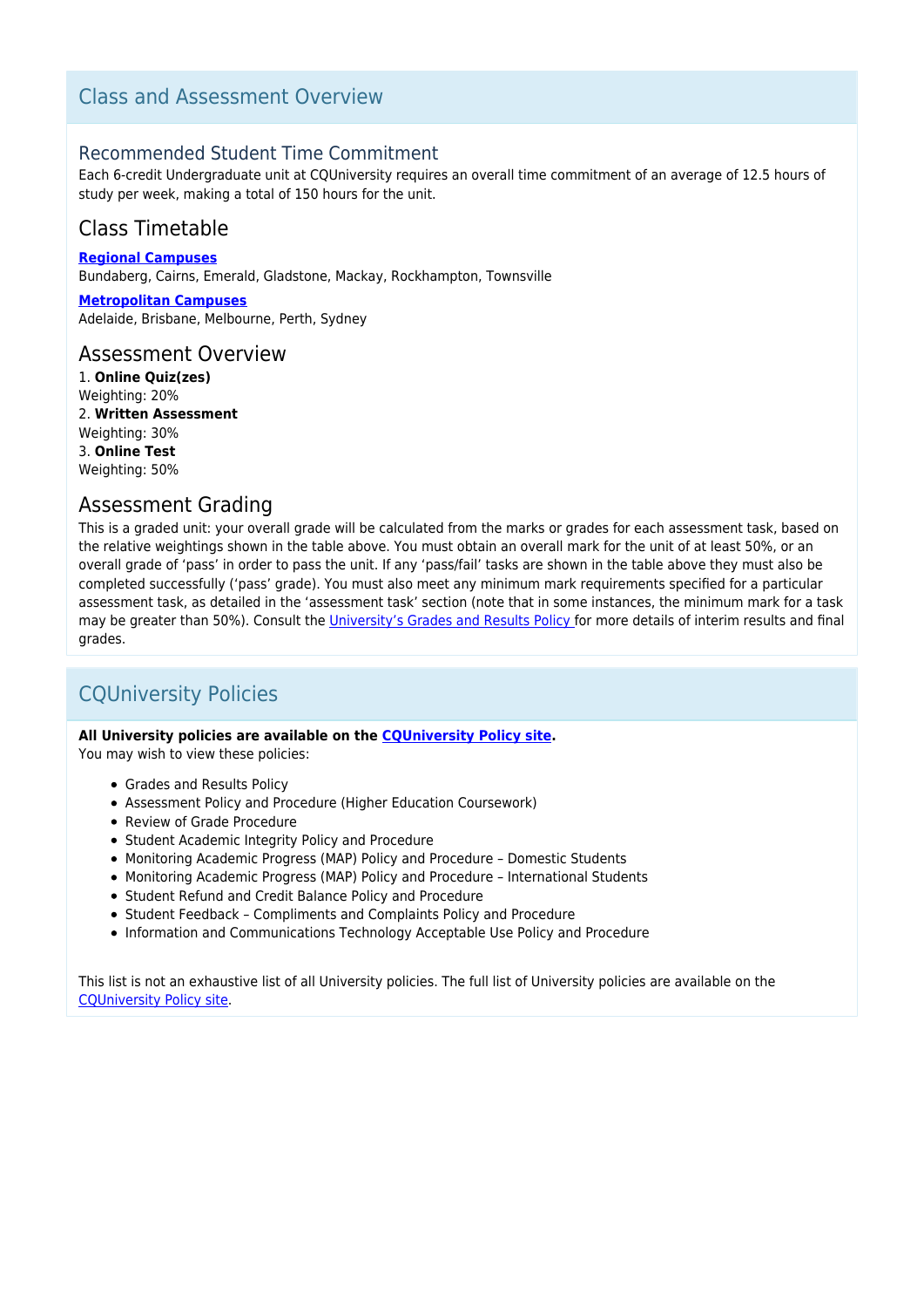## Class and Assessment Overview

### Recommended Student Time Commitment

Each 6-credit Undergraduate unit at CQUniversity requires an overall time commitment of an average of 12.5 hours of study per week, making a total of 150 hours for the unit.

### Class Timetable

**Regional Campuses**
Bundaberg, Cairns, Emerald, Gladstone, Mackay, Rockhampton, Townsville

**Metropolitan Campuses**
Adelaide, Brisbane, Melbourne, Perth, Sydney

### Assessment Overview

1. **Online Quiz(zes)**
Weighting: 20%
2. **Written Assessment**
Weighting: 30%
3. **Online Test**
Weighting: 50%

### Assessment Grading

This is a graded unit: your overall grade will be calculated from the marks or grades for each assessment task, based on the relative weightings shown in the table above. You must obtain an overall mark for the unit of at least 50%, or an overall grade of 'pass' in order to pass the unit. If any 'pass/fail' tasks are shown in the table above they must also be completed successfully ('pass' grade). You must also meet any minimum mark requirements specified for a particular assessment task, as detailed in the 'assessment task' section (note that in some instances, the minimum mark for a task may be greater than 50%). Consult the University's Grades and Results Policy for more details of interim results and final grades.

## CQUniversity Policies

**All University policies are available on the CQUniversity Policy site.**
You may wish to view these policies:

- Grades and Results Policy
- Assessment Policy and Procedure (Higher Education Coursework)
- Review of Grade Procedure
- Student Academic Integrity Policy and Procedure
- Monitoring Academic Progress (MAP) Policy and Procedure – Domestic Students
- Monitoring Academic Progress (MAP) Policy and Procedure – International Students
- Student Refund and Credit Balance Policy and Procedure
- Student Feedback – Compliments and Complaints Policy and Procedure
- Information and Communications Technology Acceptable Use Policy and Procedure

This list is not an exhaustive list of all University policies. The full list of University policies are available on the CQUniversity Policy site.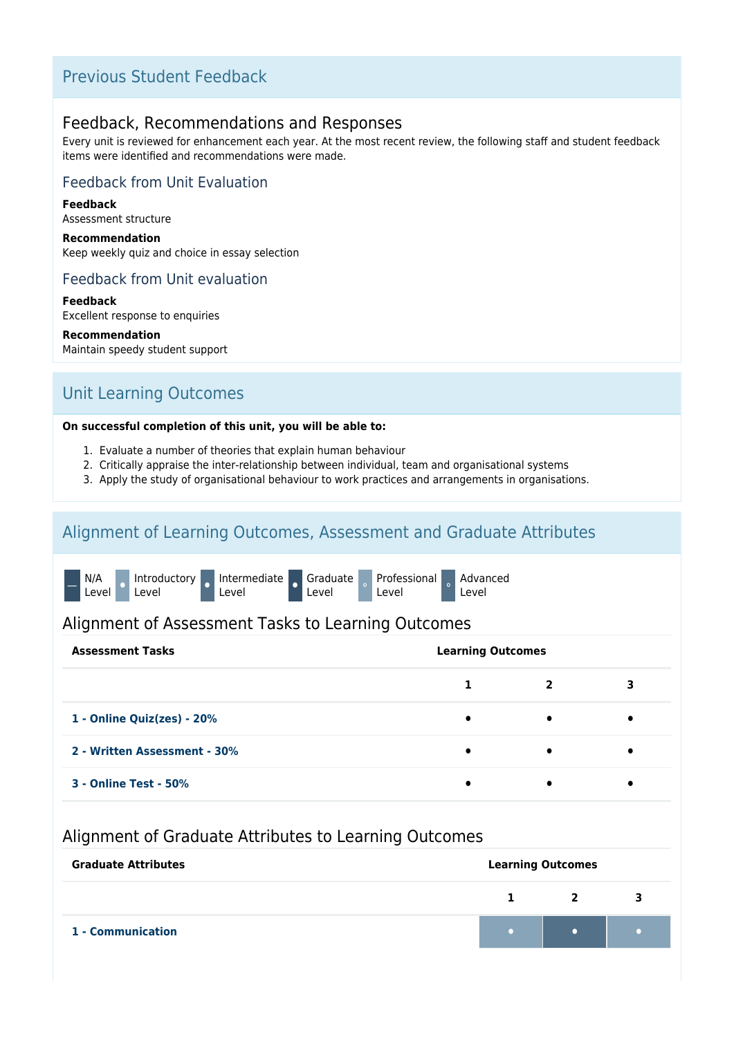## Previous Student Feedback

### Feedback, Recommendations and Responses

Every unit is reviewed for enhancement each year. At the most recent review, the following staff and student feedback items were identified and recommendations were made.

#### Feedback from Unit Evaluation

**Feedback**

Assessment structure

**Recommendation**

Keep weekly quiz and choice in essay selection

#### Feedback from Unit evaluation

**Feedback**

Excellent response to enquiries

**Recommendation**

Maintain speedy student support

## Unit Learning Outcomes

**On successful completion of this unit, you will be able to:**

1. Evaluate a number of theories that explain human behaviour
2. Critically appraise the inter-relationship between individual, team and organisational systems
3. Apply the study of organisational behaviour to work practices and arrangements in organisations.

## Alignment of Learning Outcomes, Assessment and Graduate Attributes

— N/A Level • Introductory Level • Intermediate Level • Graduate Level ◦ Professional Level ◦ Advanced Level

### Alignment of Assessment Tasks to Learning Outcomes

| Assessment Tasks | Learning Outcomes | | |
|---|---|---|---|
| | 1 | 2 | 3 |
| 1 - Online Quiz(zes) - 20% | • | • | • |
| 2 - Written Assessment - 30% | • | • | • |
| 3 - Online Test - 50% | • | • | • |

### Alignment of Graduate Attributes to Learning Outcomes

| Graduate Attributes | Learning Outcomes | | |
|---|---|---|---|
| | 1 | 2 | 3 |
| 1 - Communication | • (Introductory) | • (Intermediate) | • (Introductory) |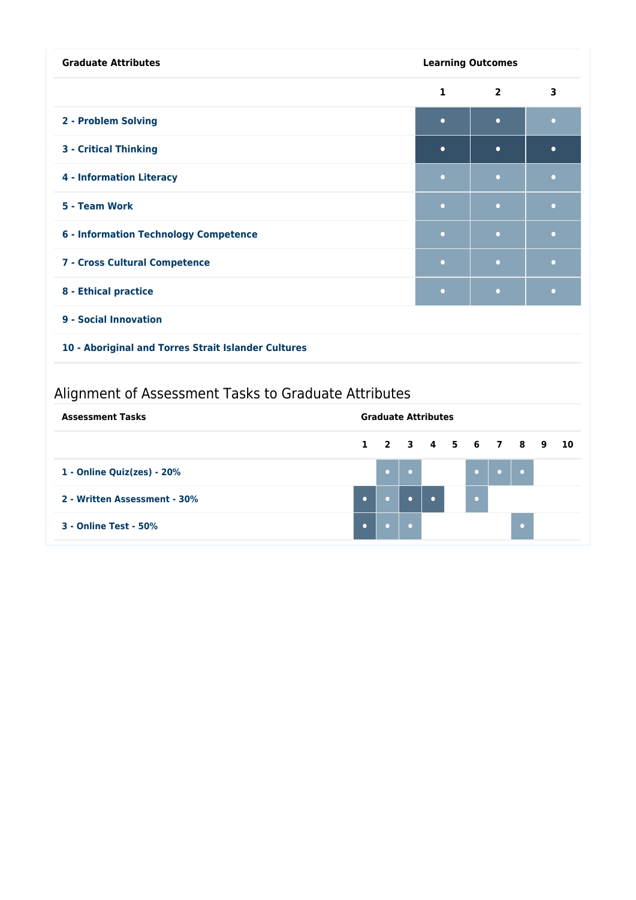| Graduate Attributes | Learning Outcomes | | |
|---|---|---|---|
| | 1 | 2 | 3 |
| 2 - Problem Solving | • | • | • |
| 3 - Critical Thinking | • | • | • |
| 4 - Information Literacy | • | • | • |
| 5 - Team Work | • | • | • |
| 6 - Information Technology Competence | • | • | • |
| 7 - Cross Cultural Competence | • | • | • |
| 8 - Ethical practice | • | • | • |
| 9 - Social Innovation | | | |
| 10 - Aboriginal and Torres Strait Islander Cultures | | | |

## Alignment of Assessment Tasks to Graduate Attributes

| Assessment Tasks | Graduate Attributes | | | | | | | | | |
|---|---|---|---|---|---|---|---|---|---|---|
| | 1 | 2 | 3 | 4 | 5 | 6 | 7 | 8 | 9 | 10 |
| 1 - Online Quiz(zes) - 20% | | • | • | | | • | • | • | | |
| 2 - Written Assessment - 30% | • | • | • | • | | • | | | | |
| 3 - Online Test - 50% | • | • | • | | | | | • | | |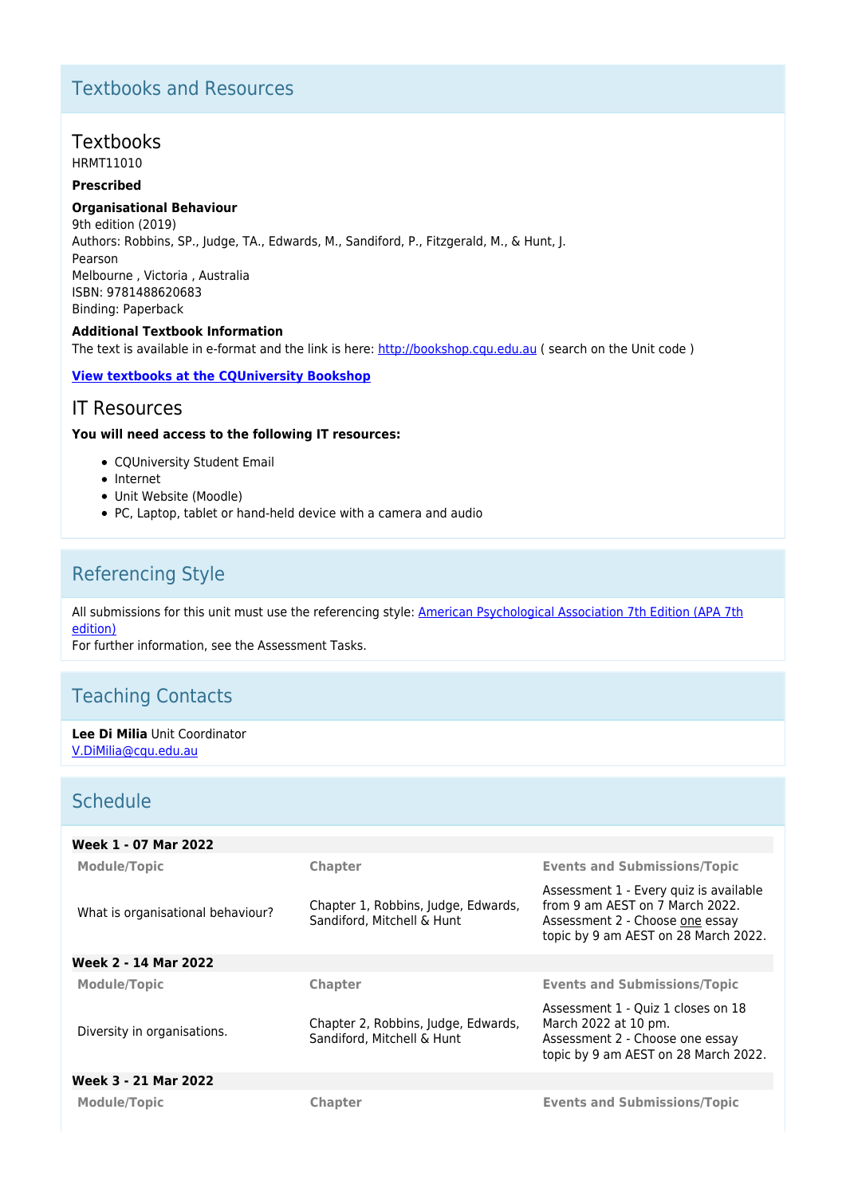## Textbooks and Resources

### Textbooks

HRMT11010

**Prescribed**

**Organisational Behaviour**

9th edition (2019)
Authors: Robbins, SP., Judge, TA., Edwards, M., Sandiford, P., Fitzgerald, M., & Hunt, J.
Pearson
Melbourne , Victoria , Australia
ISBN: 9781488620683
Binding: Paperback

**Additional Textbook Information**

The text is available in e-format and the link is here: http://bookshop.cqu.edu.au ( search on the Unit code )

**View textbooks at the CQUniversity Bookshop**

### IT Resources

**You will need access to the following IT resources:**

- CQUniversity Student Email
- Internet
- Unit Website (Moodle)
- PC, Laptop, tablet or hand-held device with a camera and audio

## Referencing Style

All submissions for this unit must use the referencing style: American Psychological Association 7th Edition (APA 7th edition)
For further information, see the Assessment Tasks.

## Teaching Contacts

**Lee Di Milia** Unit Coordinator
V.DiMilia@cqu.edu.au

## Schedule

**Week 1 - 07 Mar 2022**

| Module/Topic | Chapter | Events and Submissions/Topic |
| --- | --- | --- |
| What is organisational behaviour? | Chapter 1, Robbins, Judge, Edwards, Sandiford, Mitchell & Hunt | Assessment 1 - Every quiz is available from 9 am AEST on 7 March 2022.<br>Assessment 2 - Choose one essay topic by 9 am AEST on 28 March 2022. |

**Week 2 - 14 Mar 2022**

| Module/Topic | Chapter | Events and Submissions/Topic |
| --- | --- | --- |
| Diversity in organisations. | Chapter 2, Robbins, Judge, Edwards, Sandiford, Mitchell & Hunt | Assessment 1 - Quiz 1 closes on 18 March 2022 at 10 pm.<br>Assessment 2 - Choose one essay topic by 9 am AEST on 28 March 2022. |

**Week 3 - 21 Mar 2022**

| Module/Topic | Chapter | Events and Submissions/Topic |
| --- | --- | --- |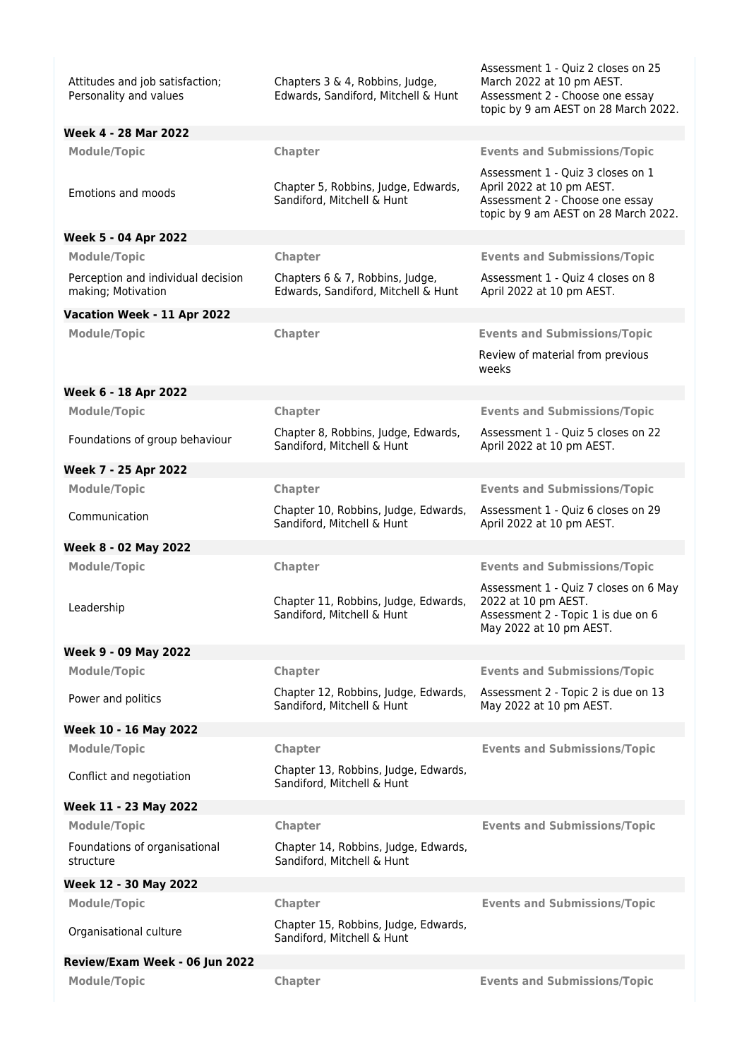| Module/Topic | Chapter | Events and Submissions/Topic |
|---|---|---|
| Attitudes and job satisfaction; Personality and values | Chapters 3 & 4, Robbins, Judge, Edwards, Sandiford, Mitchell & Hunt | Assessment 1 - Quiz 2 closes on 25 March 2022 at 10 pm AEST. Assessment 2 - Choose one essay topic by 9 am AEST on 28 March 2022. |

**Week 4 - 28 Mar 2022**

| Module/Topic | Chapter | Events and Submissions/Topic |
|---|---|---|
| Emotions and moods | Chapter 5, Robbins, Judge, Edwards, Sandiford, Mitchell & Hunt | Assessment 1 - Quiz 3 closes on 1 April 2022 at 10 pm AEST. Assessment 2 - Choose one essay topic by 9 am AEST on 28 March 2022. |

**Week 5 - 04 Apr 2022**

| Module/Topic | Chapter | Events and Submissions/Topic |
|---|---|---|
| Perception and individual decision making; Motivation | Chapters 6 & 7, Robbins, Judge, Edwards, Sandiford, Mitchell & Hunt | Assessment 1 - Quiz 4 closes on 8 April 2022 at 10 pm AEST. |

**Vacation Week - 11 Apr 2022**

| Module/Topic | Chapter | Events and Submissions/Topic |
|---|---|---|
| | | Review of material from previous weeks |

**Week 6 - 18 Apr 2022**

| Module/Topic | Chapter | Events and Submissions/Topic |
|---|---|---|
| Foundations of group behaviour | Chapter 8, Robbins, Judge, Edwards, Sandiford, Mitchell & Hunt | Assessment 1 - Quiz 5 closes on 22 April 2022 at 10 pm AEST. |

**Week 7 - 25 Apr 2022**

| Module/Topic | Chapter | Events and Submissions/Topic |
|---|---|---|
| Communication | Chapter 10, Robbins, Judge, Edwards, Sandiford, Mitchell & Hunt | Assessment 1 - Quiz 6 closes on 29 April 2022 at 10 pm AEST. |

**Week 8 - 02 May 2022**

| Module/Topic | Chapter | Events and Submissions/Topic |
|---|---|---|
| Leadership | Chapter 11, Robbins, Judge, Edwards, Sandiford, Mitchell & Hunt | Assessment 1 - Quiz 7 closes on 6 May 2022 at 10 pm AEST. Assessment 2 - Topic 1 is due on 6 May 2022 at 10 pm AEST. |

**Week 9 - 09 May 2022**

| Module/Topic | Chapter | Events and Submissions/Topic |
|---|---|---|
| Power and politics | Chapter 12, Robbins, Judge, Edwards, Sandiford, Mitchell & Hunt | Assessment 2 - Topic 2 is due on 13 May 2022 at 10 pm AEST. |

**Week 10 - 16 May 2022**

| Module/Topic | Chapter | Events and Submissions/Topic |
|---|---|---|
| Conflict and negotiation | Chapter 13, Robbins, Judge, Edwards, Sandiford, Mitchell & Hunt | |

**Week 11 - 23 May 2022**

| Module/Topic | Chapter | Events and Submissions/Topic |
|---|---|---|
| Foundations of organisational structure | Chapter 14, Robbins, Judge, Edwards, Sandiford, Mitchell & Hunt | |

**Week 12 - 30 May 2022**

| Module/Topic | Chapter | Events and Submissions/Topic |
|---|---|---|
| Organisational culture | Chapter 15, Robbins, Judge, Edwards, Sandiford, Mitchell & Hunt | |

**Review/Exam Week - 06 Jun 2022**

| Module/Topic | Chapter | Events and Submissions/Topic |
|---|---|---|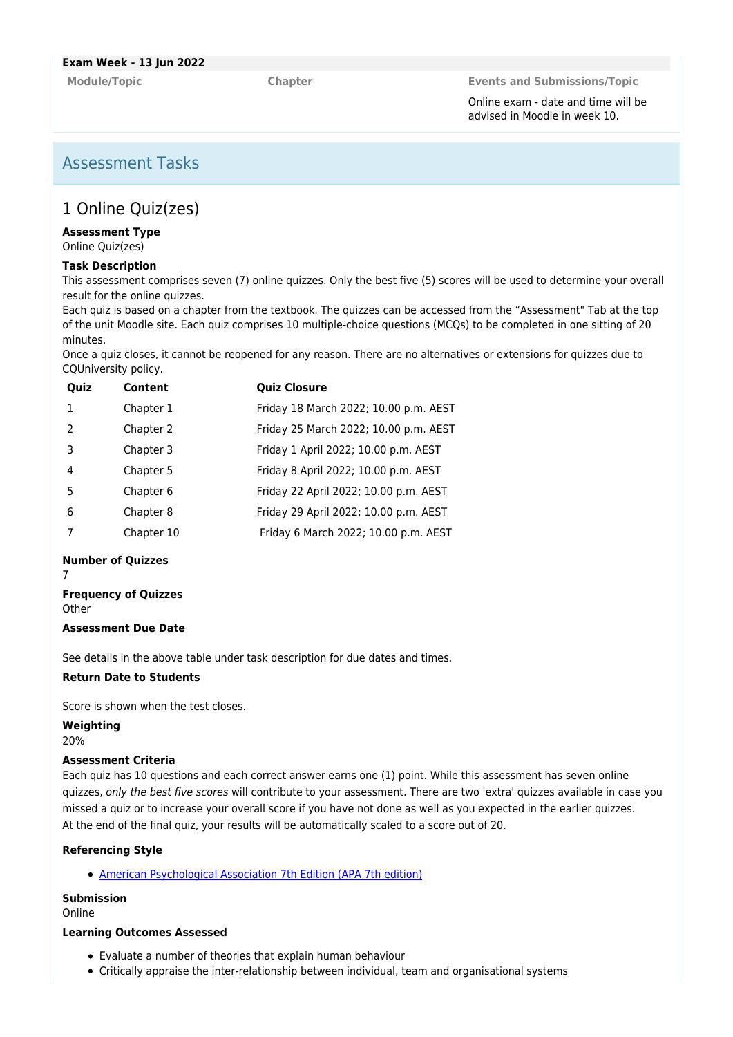**Exam Week - 13 Jun 2022**

| Module/Topic | Chapter | Events and Submissions/Topic |
| --- | --- | --- |
| | | Online exam - date and time will be advised in Moodle in week 10. |

## Assessment Tasks

### 1 Online Quiz(zes)

**Assessment Type**
Online Quiz(zes)

**Task Description**
This assessment comprises seven (7) online quizzes. Only the best five (5) scores will be used to determine your overall result for the online quizzes.
Each quiz is based on a chapter from the textbook. The quizzes can be accessed from the "Assessment" Tab at the top of the unit Moodle site. Each quiz comprises 10 multiple-choice questions (MCQs) to be completed in one sitting of 20 minutes.
Once a quiz closes, it cannot be reopened for any reason. There are no alternatives or extensions for quizzes due to CQUniversity policy.

| Quiz | Content | Quiz Closure |
| --- | --- | --- |
| 1 | Chapter 1 | Friday 18 March 2022; 10.00 p.m. AEST |
| 2 | Chapter 2 | Friday 25 March 2022; 10.00 p.m. AEST |
| 3 | Chapter 3 | Friday 1 April 2022; 10.00 p.m. AEST |
| 4 | Chapter 5 | Friday 8 April 2022; 10.00 p.m. AEST |
| 5 | Chapter 6 | Friday 22 April 2022; 10.00 p.m. AEST |
| 6 | Chapter 8 | Friday 29 April 2022; 10.00 p.m. AEST |
| 7 | Chapter 10 | Friday 6 March 2022; 10.00 p.m. AEST |

**Number of Quizzes**
7

**Frequency of Quizzes**
Other

**Assessment Due Date**

See details in the above table under task description for due dates and times.

**Return Date to Students**

Score is shown when the test closes.

**Weighting**
20%

**Assessment Criteria**
Each quiz has 10 questions and each correct answer earns one (1) point. While this assessment has seven online quizzes, *only the best five scores* will contribute to your assessment. There are two 'extra' quizzes available in case you missed a quiz or to increase your overall score if you have not done as well as you expected in the earlier quizzes.
At the end of the final quiz, your results will be automatically scaled to a score out of 20.

**Referencing Style**

- American Psychological Association 7th Edition (APA 7th edition)

**Submission**
Online

**Learning Outcomes Assessed**

- Evaluate a number of theories that explain human behaviour
- Critically appraise the inter-relationship between individual, team and organisational systems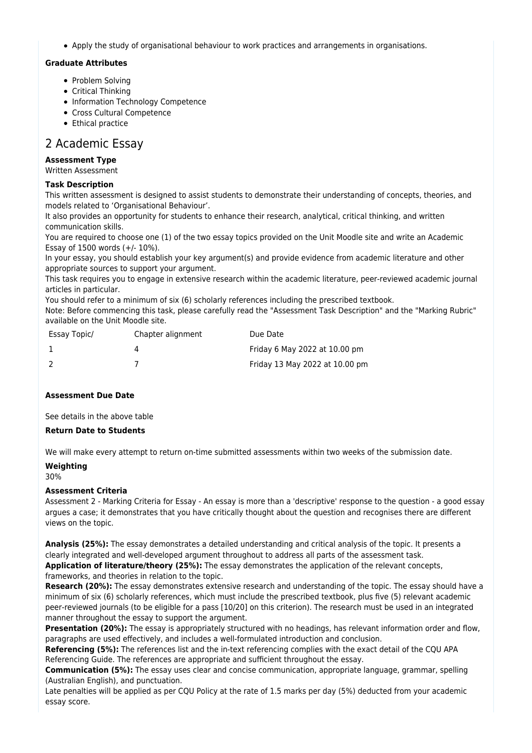- Apply the study of organisational behaviour to work practices and arrangements in organisations.

**Graduate Attributes**

- Problem Solving
- Critical Thinking
- Information Technology Competence
- Cross Cultural Competence
- Ethical practice

## 2 Academic Essay

**Assessment Type**

Written Assessment

**Task Description**

This written assessment is designed to assist students to demonstrate their understanding of concepts, theories, and models related to 'Organisational Behaviour'.

It also provides an opportunity for students to enhance their research, analytical, critical thinking, and written communication skills.

You are required to choose one (1) of the two essay topics provided on the Unit Moodle site and write an Academic Essay of 1500 words (+/- 10%).

In your essay, you should establish your key argument(s) and provide evidence from academic literature and other appropriate sources to support your argument.

This task requires you to engage in extensive research within the academic literature, peer-reviewed academic journal articles in particular.

You should refer to a minimum of six (6) scholarly references including the prescribed textbook.

Note: Before commencing this task, please carefully read the "Assessment Task Description" and the "Marking Rubric" available on the Unit Moodle site.

| Essay Topic/ | Chapter alignment | Due Date |
|---|---|---|
| 1 | 4 | Friday 6 May 2022 at 10.00 pm |
| 2 | 7 | Friday 13 May 2022 at 10.00 pm |

**Assessment Due Date**

See details in the above table

**Return Date to Students**

We will make every attempt to return on-time submitted assessments within two weeks of the submission date.

**Weighting**

30%

**Assessment Criteria**

Assessment 2 - Marking Criteria for Essay - An essay is more than a 'descriptive' response to the question - a good essay argues a case; it demonstrates that you have critically thought about the question and recognises there are different views on the topic.

**Analysis (25%):** The essay demonstrates a detailed understanding and critical analysis of the topic. It presents a clearly integrated and well-developed argument throughout to address all parts of the assessment task.

**Application of literature/theory (25%):** The essay demonstrates the application of the relevant concepts, frameworks, and theories in relation to the topic.

**Research (20%):** The essay demonstrates extensive research and understanding of the topic. The essay should have a minimum of six (6) scholarly references, which must include the prescribed textbook, plus five (5) relevant academic peer-reviewed journals (to be eligible for a pass [10/20] on this criterion). The research must be used in an integrated manner throughout the essay to support the argument.

**Presentation (20%):** The essay is appropriately structured with no headings, has relevant information order and flow, paragraphs are used effectively, and includes a well-formulated introduction and conclusion.

**Referencing (5%):** The references list and the in-text referencing complies with the exact detail of the CQU APA Referencing Guide. The references are appropriate and sufficient throughout the essay.

**Communication (5%):** The essay uses clear and concise communication, appropriate language, grammar, spelling (Australian English), and punctuation.

Late penalties will be applied as per CQU Policy at the rate of 1.5 marks per day (5%) deducted from your academic essay score.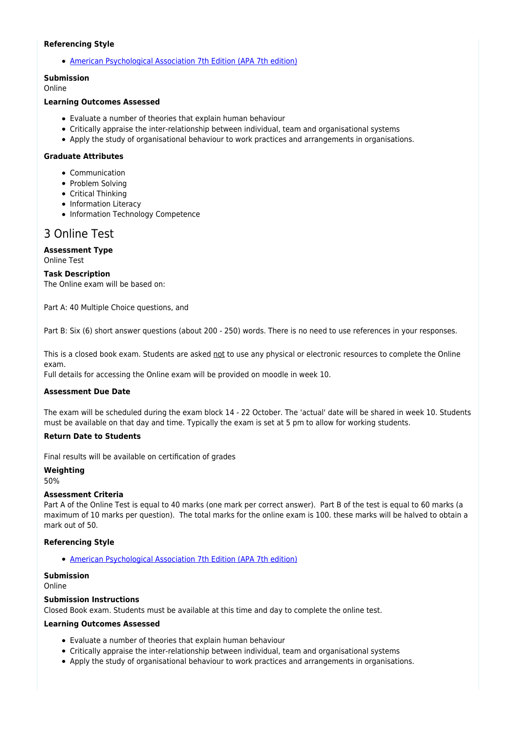**Referencing Style**

- [American Psychological Association 7th Edition (APA 7th edition)]

**Submission**
Online

**Learning Outcomes Assessed**

- Evaluate a number of theories that explain human behaviour
- Critically appraise the inter-relationship between individual, team and organisational systems
- Apply the study of organisational behaviour to work practices and arrangements in organisations.

**Graduate Attributes**

- Communication
- Problem Solving
- Critical Thinking
- Information Literacy
- Information Technology Competence

## 3 Online Test

**Assessment Type**
Online Test

**Task Description**
The Online exam will be based on:

Part A: 40 Multiple Choice questions, and

Part B: Six (6) short answer questions (about 200 - 250) words. There is no need to use references in your responses.

This is a closed book exam. Students are asked not to use any physical or electronic resources to complete the Online exam.
Full details for accessing the Online exam will be provided on moodle in week 10.

**Assessment Due Date**

The exam will be scheduled during the exam block 14 - 22 October. The 'actual' date will be shared in week 10. Students must be available on that day and time. Typically the exam is set at 5 pm to allow for working students.

**Return Date to Students**

Final results will be available on certification of grades

**Weighting**
50%

**Assessment Criteria**
Part A of the Online Test is equal to 40 marks (one mark per correct answer). Part B of the test is equal to 60 marks (a maximum of 10 marks per question). The total marks for the online exam is 100. these marks will be halved to obtain a mark out of 50.

**Referencing Style**

- [American Psychological Association 7th Edition (APA 7th edition)]

**Submission**
Online

**Submission Instructions**
Closed Book exam. Students must be available at this time and day to complete the online test.

**Learning Outcomes Assessed**

- Evaluate a number of theories that explain human behaviour
- Critically appraise the inter-relationship between individual, team and organisational systems
- Apply the study of organisational behaviour to work practices and arrangements in organisations.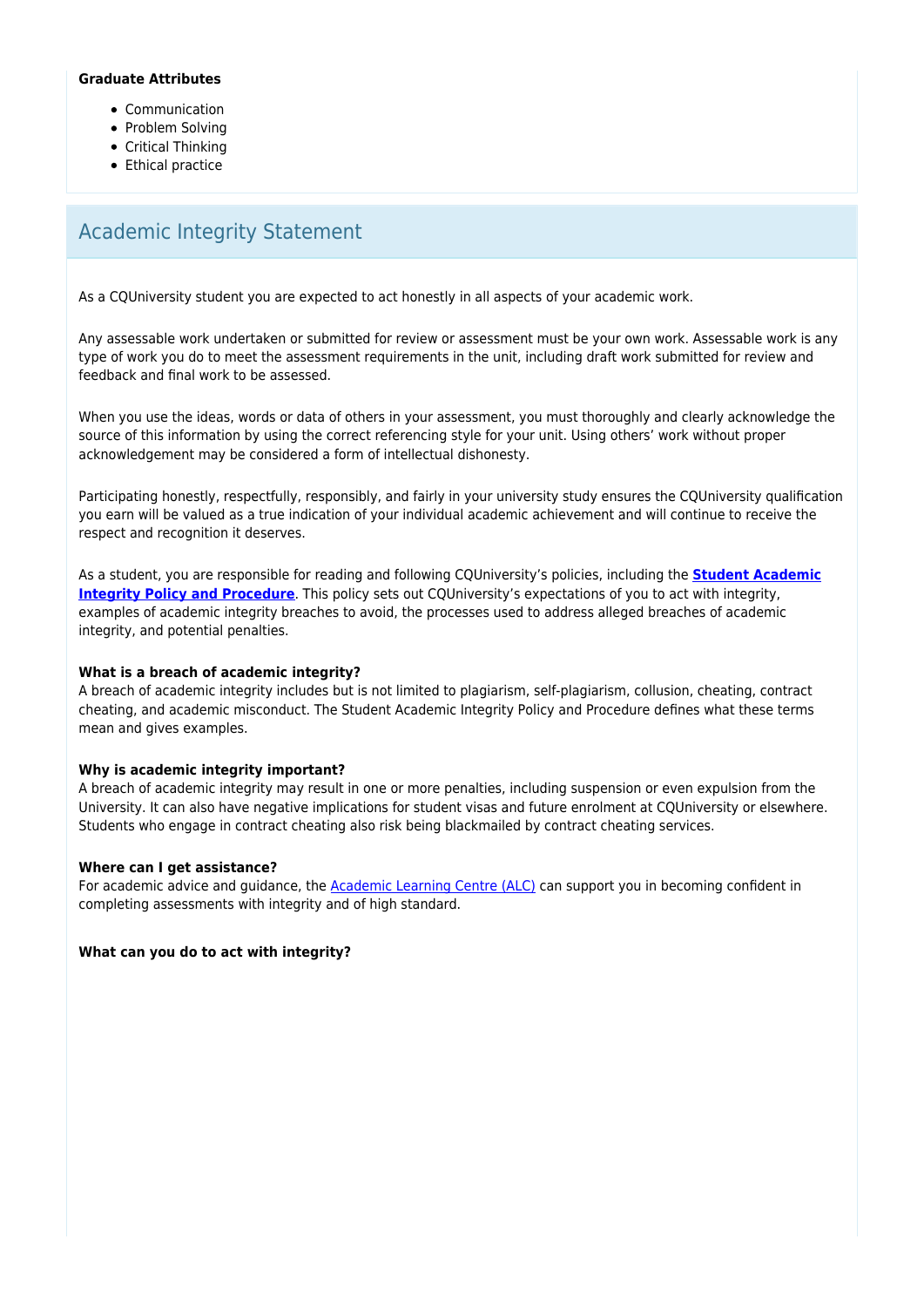**Graduate Attributes**

- Communication
- Problem Solving
- Critical Thinking
- Ethical practice

## Academic Integrity Statement

As a CQUniversity student you are expected to act honestly in all aspects of your academic work.

Any assessable work undertaken or submitted for review or assessment must be your own work. Assessable work is any type of work you do to meet the assessment requirements in the unit, including draft work submitted for review and feedback and final work to be assessed.

When you use the ideas, words or data of others in your assessment, you must thoroughly and clearly acknowledge the source of this information by using the correct referencing style for your unit. Using others' work without proper acknowledgement may be considered a form of intellectual dishonesty.

Participating honestly, respectfully, responsibly, and fairly in your university study ensures the CQUniversity qualification you earn will be valued as a true indication of your individual academic achievement and will continue to receive the respect and recognition it deserves.

As a student, you are responsible for reading and following CQUniversity's policies, including the **Student Academic Integrity Policy and Procedure**. This policy sets out CQUniversity's expectations of you to act with integrity, examples of academic integrity breaches to avoid, the processes used to address alleged breaches of academic integrity, and potential penalties.

**What is a breach of academic integrity?**
A breach of academic integrity includes but is not limited to plagiarism, self-plagiarism, collusion, cheating, contract cheating, and academic misconduct. The Student Academic Integrity Policy and Procedure defines what these terms mean and gives examples.

**Why is academic integrity important?**
A breach of academic integrity may result in one or more penalties, including suspension or even expulsion from the University. It can also have negative implications for student visas and future enrolment at CQUniversity or elsewhere. Students who engage in contract cheating also risk being blackmailed by contract cheating services.

**Where can I get assistance?**
For academic advice and guidance, the Academic Learning Centre (ALC) can support you in becoming confident in completing assessments with integrity and of high standard.

**What can you do to act with integrity?**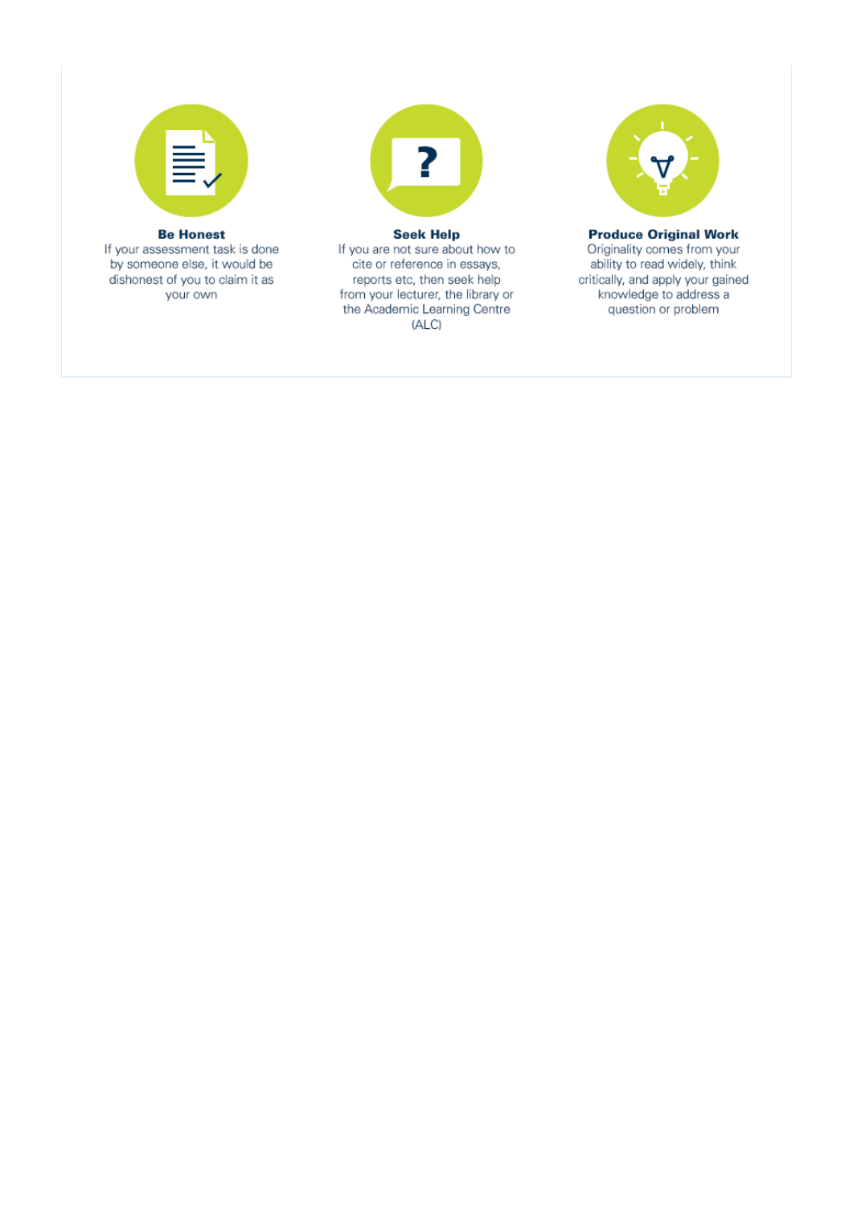**Be Honest**
If your assessment task is done by someone else, it would be dishonest of you to claim it as your own

**Seek Help**
If you are not sure about how to cite or reference in essays, reports etc, then seek help from your lecturer, the library or the Academic Learning Centre (ALC)

**Produce Original Work**
Originality comes from your ability to read widely, think critically, and apply your gained knowledge to address a question or problem